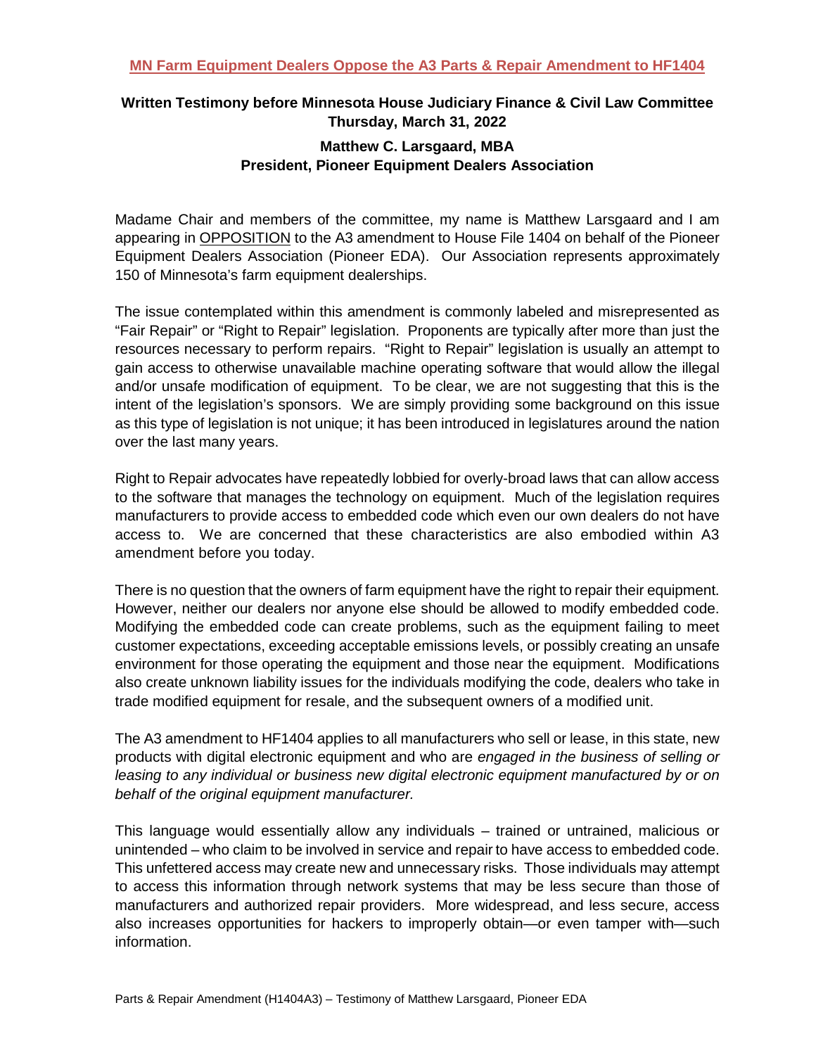## MN Farm Equipment Dealers Oppose the A3 Parts & Repair Amendment to HF1404

**Written Testimony before Minnesota House Judiciary Finance & Civil Law Committee**
**Thursday, March 31, 2022**

**Matthew C. Larsgaard, MBA**
**President, Pioneer Equipment Dealers Association**

Madame Chair and members of the committee, my name is Matthew Larsgaard and I am appearing in OPPOSITION to the A3 amendment to House File 1404 on behalf of the Pioneer Equipment Dealers Association (Pioneer EDA). Our Association represents approximately 150 of Minnesota's farm equipment dealerships.

The issue contemplated within this amendment is commonly labeled and misrepresented as "Fair Repair" or "Right to Repair" legislation. Proponents are typically after more than just the resources necessary to perform repairs. "Right to Repair" legislation is usually an attempt to gain access to otherwise unavailable machine operating software that would allow the illegal and/or unsafe modification of equipment. To be clear, we are not suggesting that this is the intent of the legislation's sponsors. We are simply providing some background on this issue as this type of legislation is not unique; it has been introduced in legislatures around the nation over the last many years.

Right to Repair advocates have repeatedly lobbied for overly-broad laws that can allow access to the software that manages the technology on equipment. Much of the legislation requires manufacturers to provide access to embedded code which even our own dealers do not have access to. We are concerned that these characteristics are also embodied within A3 amendment before you today.

There is no question that the owners of farm equipment have the right to repair their equipment. However, neither our dealers nor anyone else should be allowed to modify embedded code. Modifying the embedded code can create problems, such as the equipment failing to meet customer expectations, exceeding acceptable emissions levels, or possibly creating an unsafe environment for those operating the equipment and those near the equipment. Modifications also create unknown liability issues for the individuals modifying the code, dealers who take in trade modified equipment for resale, and the subsequent owners of a modified unit.

The A3 amendment to HF1404 applies to all manufacturers who sell or lease, in this state, new products with digital electronic equipment and who are *engaged in the business of selling or leasing to any individual or business new digital electronic equipment manufactured by or on behalf of the original equipment manufacturer.*

This language would essentially allow any individuals – trained or untrained, malicious or unintended – who claim to be involved in service and repair to have access to embedded code. This unfettered access may create new and unnecessary risks. Those individuals may attempt to access this information through network systems that may be less secure than those of manufacturers and authorized repair providers. More widespread, and less secure, access also increases opportunities for hackers to improperly obtain—or even tamper with—such information.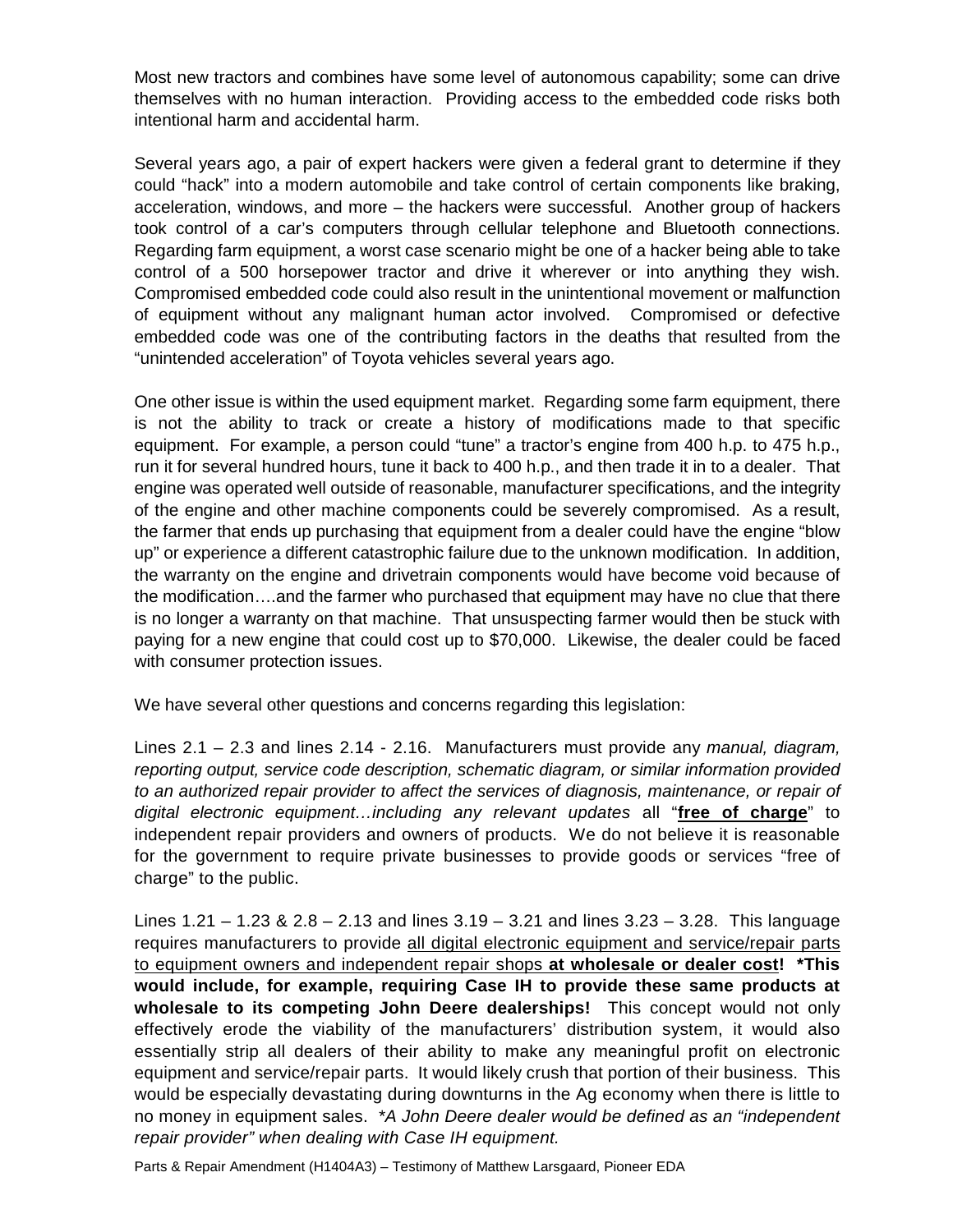Most new tractors and combines have some level of autonomous capability; some can drive themselves with no human interaction. Providing access to the embedded code risks both intentional harm and accidental harm.

Several years ago, a pair of expert hackers were given a federal grant to determine if they could "hack" into a modern automobile and take control of certain components like braking, acceleration, windows, and more – the hackers were successful. Another group of hackers took control of a car's computers through cellular telephone and Bluetooth connections. Regarding farm equipment, a worst case scenario might be one of a hacker being able to take control of a 500 horsepower tractor and drive it wherever or into anything they wish. Compromised embedded code could also result in the unintentional movement or malfunction of equipment without any malignant human actor involved. Compromised or defective embedded code was one of the contributing factors in the deaths that resulted from the "unintended acceleration" of Toyota vehicles several years ago.

One other issue is within the used equipment market. Regarding some farm equipment, there is not the ability to track or create a history of modifications made to that specific equipment. For example, a person could "tune" a tractor's engine from 400 h.p. to 475 h.p., run it for several hundred hours, tune it back to 400 h.p., and then trade it in to a dealer. That engine was operated well outside of reasonable, manufacturer specifications, and the integrity of the engine and other machine components could be severely compromised. As a result, the farmer that ends up purchasing that equipment from a dealer could have the engine "blow up" or experience a different catastrophic failure due to the unknown modification. In addition, the warranty on the engine and drivetrain components would have become void because of the modification….and the farmer who purchased that equipment may have no clue that there is no longer a warranty on that machine. That unsuspecting farmer would then be stuck with paying for a new engine that could cost up to $70,000. Likewise, the dealer could be faced with consumer protection issues.

We have several other questions and concerns regarding this legislation:

Lines 2.1 – 2.3 and lines 2.14 - 2.16. Manufacturers must provide any *manual, diagram, reporting output, service code description, schematic diagram, or similar information provided to an authorized repair provider to affect the services of diagnosis, maintenance, or repair of digital electronic equipment…including any relevant updates* all "**free of charge**" to independent repair providers and owners of products. We do not believe it is reasonable for the government to require private businesses to provide goods or services "free of charge" to the public.

Lines 1.21 – 1.23 & 2.8 – 2.13 and lines 3.19 – 3.21 and lines 3.23 – 3.28. This language requires manufacturers to provide all digital electronic equipment and service/repair parts to equipment owners and independent repair shops **at wholesale or dealer cost! *This would include, for example, requiring Case IH to provide these same products at wholesale to its competing John Deere dealerships!** This concept would not only effectively erode the viability of the manufacturers' distribution system, it would also essentially strip all dealers of their ability to make any meaningful profit on electronic equipment and service/repair parts. It would likely crush that portion of their business. This would be especially devastating during downturns in the Ag economy when there is little to no money in equipment sales. *\*A John Deere dealer would be defined as an "independent repair provider" when dealing with Case IH equipment.*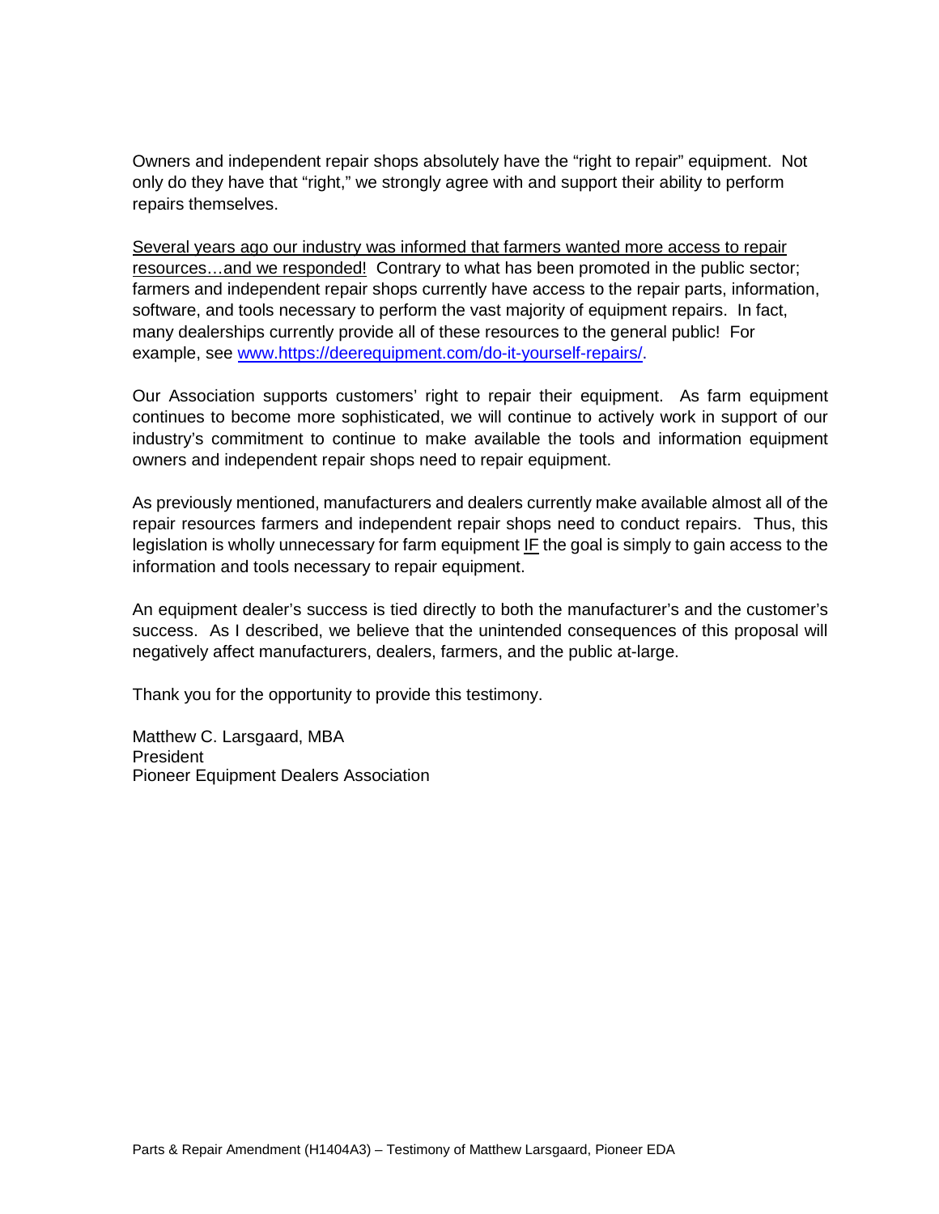Owners and independent repair shops absolutely have the “right to repair” equipment. Not only do they have that “right,” we strongly agree with and support their ability to perform repairs themselves.

<u>Several years ago our industry was informed that farmers wanted more access to repair resources…and we responded!</u> Contrary to what has been promoted in the public sector; farmers and independent repair shops currently have access to the repair parts, information, software, and tools necessary to perform the vast majority of equipment repairs. In fact, many dealerships currently provide all of these resources to the general public! For example, see [www.https://deerequipment.com/do-it-yourself-repairs/](www.https://deerequipment.com/do-it-yourself-repairs/).

Our Association supports customers’ right to repair their equipment. As farm equipment continues to become more sophisticated, we will continue to actively work in support of our industry’s commitment to continue to make available the tools and information equipment owners and independent repair shops need to repair equipment.

As previously mentioned, manufacturers and dealers currently make available almost all of the repair resources farmers and independent repair shops need to conduct repairs. Thus, this legislation is wholly unnecessary for farm equipment <u>IF</u> the goal is simply to gain access to the information and tools necessary to repair equipment.

An equipment dealer’s success is tied directly to both the manufacturer’s and the customer’s success. As I described, we believe that the unintended consequences of this proposal will negatively affect manufacturers, dealers, farmers, and the public at-large.

Thank you for the opportunity to provide this testimony.

Matthew C. Larsgaard, MBA
President
Pioneer Equipment Dealers Association